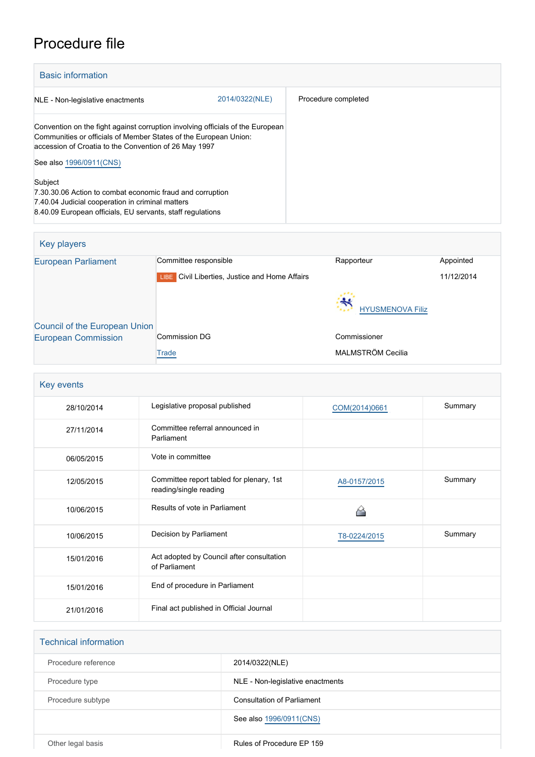# Procedure file

## Basic information

| | | |
|---|---|---|
| NLE - Non-legislative enactments | 2014/0322(NLE) | Procedure completed |

Convention on the fight against corruption involving officials of the European Communities or officials of Member States of the European Union: accession of Croatia to the Convention of 26 May 1997

See also 1996/0911(CNS)

Subject
7.30.30.06 Action to combat economic fraud and corruption
7.40.04 Judicial cooperation in criminal matters
8.40.09 European officials, EU servants, staff regulations

## Key players

| | | | |
|---|---|---|---|
| European Parliament | Committee responsible | Rapporteur | Appointed |
| | LIBE Civil Liberties, Justice and Home Affairs | | 11/12/2014 |
| | | HYUSMENOVA Filiz | |
| Council of the European Union | | | |
| European Commission | Commission DG | Commissioner | |
| | Trade | MALMSTRÖM Cecilia | |

## Key events

| | | | |
|---|---|---|---|
| 28/10/2014 | Legislative proposal published | COM(2014)0661 | Summary |
| 27/11/2014 | Committee referral announced in Parliament | | |
| 06/05/2015 | Vote in committee | | |
| 12/05/2015 | Committee report tabled for plenary, 1st reading/single reading | A8-0157/2015 | Summary |
| 10/06/2015 | Results of vote in Parliament | | |
| 10/06/2015 | Decision by Parliament | T8-0224/2015 | Summary |
| 15/01/2016 | Act adopted by Council after consultation of Parliament | | |
| 15/01/2016 | End of procedure in Parliament | | |
| 21/01/2016 | Final act published in Official Journal | | |

## Technical information

| | |
|---|---|
| Procedure reference | 2014/0322(NLE) |
| Procedure type | NLE - Non-legislative enactments |
| Procedure subtype | Consultation of Parliament |
| | See also 1996/0911(CNS) |
| Other legal basis | Rules of Procedure EP 159 |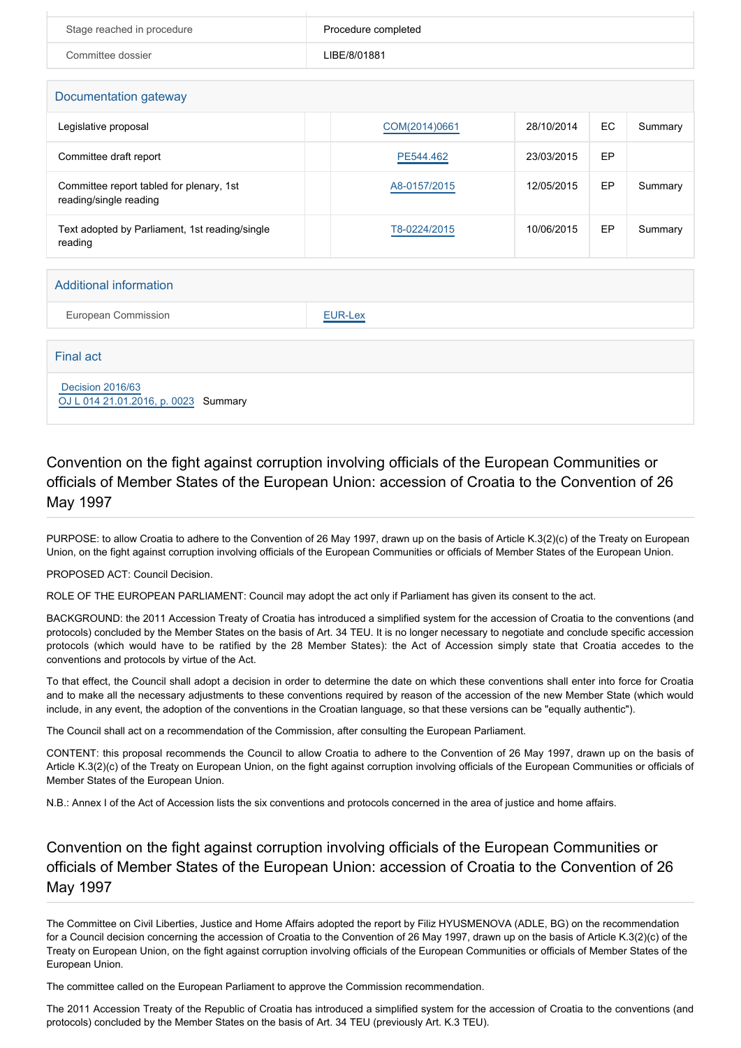| Stage reached in procedure | Procedure completed |
|---|---|
| Committee dossier | LIBE/8/01881 |

## Documentation gateway

| | | | | | |
|---|---|---|---|---|---|
| Legislative proposal | | COM(2014)0661 | 28/10/2014 | EC | Summary |
| Committee draft report | | PE544.462 | 23/03/2015 | EP | |
| Committee report tabled for plenary, 1st reading/single reading | | A8-0157/2015 | 12/05/2015 | EP | Summary |
| Text adopted by Parliament, 1st reading/single reading | | T8-0224/2015 | 10/06/2015 | EP | Summary |

## Additional information

| European Commission | EUR-Lex |
|---|---|

## Final act

Decision 2016/63
OJ L 014 21.01.2016, p. 0023 Summary

# Convention on the fight against corruption involving officials of the European Communities or officials of Member States of the European Union: accession of Croatia to the Convention of 26 May 1997

PURPOSE: to allow Croatia to adhere to the Convention of 26 May 1997, drawn up on the basis of Article K.3(2)(c) of the Treaty on European Union, on the fight against corruption involving officials of the European Communities or officials of Member States of the European Union.

PROPOSED ACT: Council Decision.

ROLE OF THE EUROPEAN PARLIAMENT: Council may adopt the act only if Parliament has given its consent to the act.

BACKGROUND: the 2011 Accession Treaty of Croatia has introduced a simplified system for the accession of Croatia to the conventions (and protocols) concluded by the Member States on the basis of Art. 34 TEU. It is no longer necessary to negotiate and conclude specific accession protocols (which would have to be ratified by the 28 Member States): the Act of Accession simply state that Croatia accedes to the conventions and protocols by virtue of the Act.

To that effect, the Council shall adopt a decision in order to determine the date on which these conventions shall enter into force for Croatia and to make all the necessary adjustments to these conventions required by reason of the accession of the new Member State (which would include, in any event, the adoption of the conventions in the Croatian language, so that these versions can be "equally authentic").

The Council shall act on a recommendation of the Commission, after consulting the European Parliament.

CONTENT: this proposal recommends the Council to allow Croatia to adhere to the Convention of 26 May 1997, drawn up on the basis of Article K.3(2)(c) of the Treaty on European Union, on the fight against corruption involving officials of the European Communities or officials of Member States of the European Union.

N.B.: Annex I of the Act of Accession lists the six conventions and protocols concerned in the area of justice and home affairs.

# Convention on the fight against corruption involving officials of the European Communities or officials of Member States of the European Union: accession of Croatia to the Convention of 26 May 1997

The Committee on Civil Liberties, Justice and Home Affairs adopted the report by Filiz HYUSMENOVA (ADLE, BG) on the recommendation for a Council decision concerning the accession of Croatia to the Convention of 26 May 1997, drawn up on the basis of Article K.3(2)(c) of the Treaty on European Union, on the fight against corruption involving officials of the European Communities or officials of Member States of the European Union.

The committee called on the European Parliament to approve the Commission recommendation.

The 2011 Accession Treaty of the Republic of Croatia has introduced a simplified system for the accession of Croatia to the conventions (and protocols) concluded by the Member States on the basis of Art. 34 TEU (previously Art. K.3 TEU).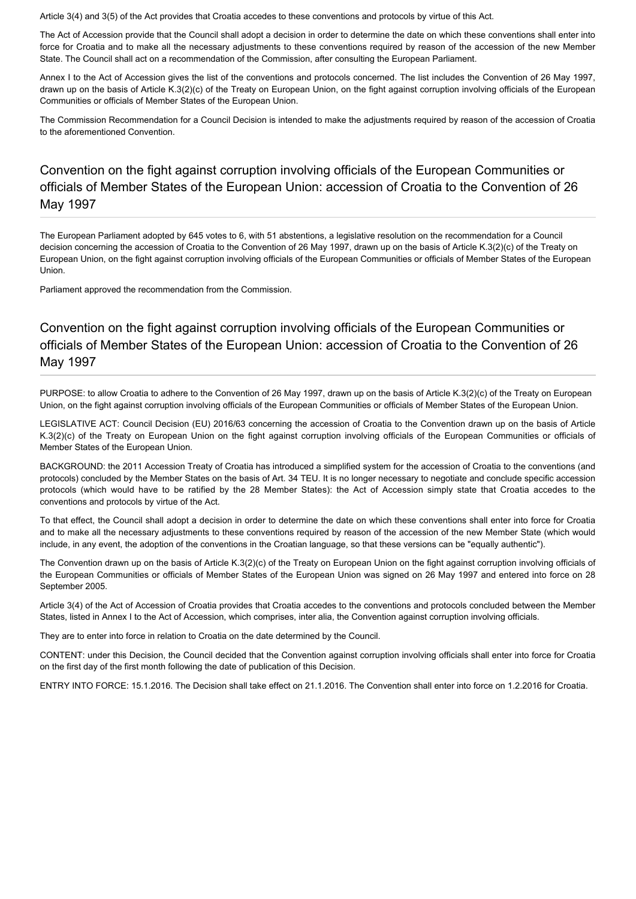Article 3(4) and 3(5) of the Act provides that Croatia accedes to these conventions and protocols by virtue of this Act.

The Act of Accession provide that the Council shall adopt a decision in order to determine the date on which these conventions shall enter into force for Croatia and to make all the necessary adjustments to these conventions required by reason of the accession of the new Member State. The Council shall act on a recommendation of the Commission, after consulting the European Parliament.

Annex I to the Act of Accession gives the list of the conventions and protocols concerned. The list includes the Convention of 26 May 1997, drawn up on the basis of Article K.3(2)(c) of the Treaty on European Union, on the fight against corruption involving officials of the European Communities or officials of Member States of the European Union.

The Commission Recommendation for a Council Decision is intended to make the adjustments required by reason of the accession of Croatia to the aforementioned Convention.

## Convention on the fight against corruption involving officials of the European Communities or officials of Member States of the European Union: accession of Croatia to the Convention of 26 May 1997

The European Parliament adopted by 645 votes to 6, with 51 abstentions, a legislative resolution on the recommendation for a Council decision concerning the accession of Croatia to the Convention of 26 May 1997, drawn up on the basis of Article K.3(2)(c) of the Treaty on European Union, on the fight against corruption involving officials of the European Communities or officials of Member States of the European Union.

Parliament approved the recommendation from the Commission.

## Convention on the fight against corruption involving officials of the European Communities or officials of Member States of the European Union: accession of Croatia to the Convention of 26 May 1997

PURPOSE: to allow Croatia to adhere to the Convention of 26 May 1997, drawn up on the basis of Article K.3(2)(c) of the Treaty on European Union, on the fight against corruption involving officials of the European Communities or officials of Member States of the European Union.

LEGISLATIVE ACT: Council Decision (EU) 2016/63 concerning the accession of Croatia to the Convention drawn up on the basis of Article K.3(2)(c) of the Treaty on European Union on the fight against corruption involving officials of the European Communities or officials of Member States of the European Union.

BACKGROUND: the 2011 Accession Treaty of Croatia has introduced a simplified system for the accession of Croatia to the conventions (and protocols) concluded by the Member States on the basis of Art. 34 TEU. It is no longer necessary to negotiate and conclude specific accession protocols (which would have to be ratified by the 28 Member States): the Act of Accession simply state that Croatia accedes to the conventions and protocols by virtue of the Act.

To that effect, the Council shall adopt a decision in order to determine the date on which these conventions shall enter into force for Croatia and to make all the necessary adjustments to these conventions required by reason of the accession of the new Member State (which would include, in any event, the adoption of the conventions in the Croatian language, so that these versions can be "equally authentic").

The Convention drawn up on the basis of Article K.3(2)(c) of the Treaty on European Union on the fight against corruption involving officials of the European Communities or officials of Member States of the European Union was signed on 26 May 1997 and entered into force on 28 September 2005.

Article 3(4) of the Act of Accession of Croatia provides that Croatia accedes to the conventions and protocols concluded between the Member States, listed in Annex I to the Act of Accession, which comprises, inter alia, the Convention against corruption involving officials.

They are to enter into force in relation to Croatia on the date determined by the Council.

CONTENT: under this Decision, the Council decided that the Convention against corruption involving officials shall enter into force for Croatia on the first day of the first month following the date of publication of this Decision.

ENTRY INTO FORCE: 15.1.2016. The Decision shall take effect on 21.1.2016. The Convention shall enter into force on 1.2.2016 for Croatia.